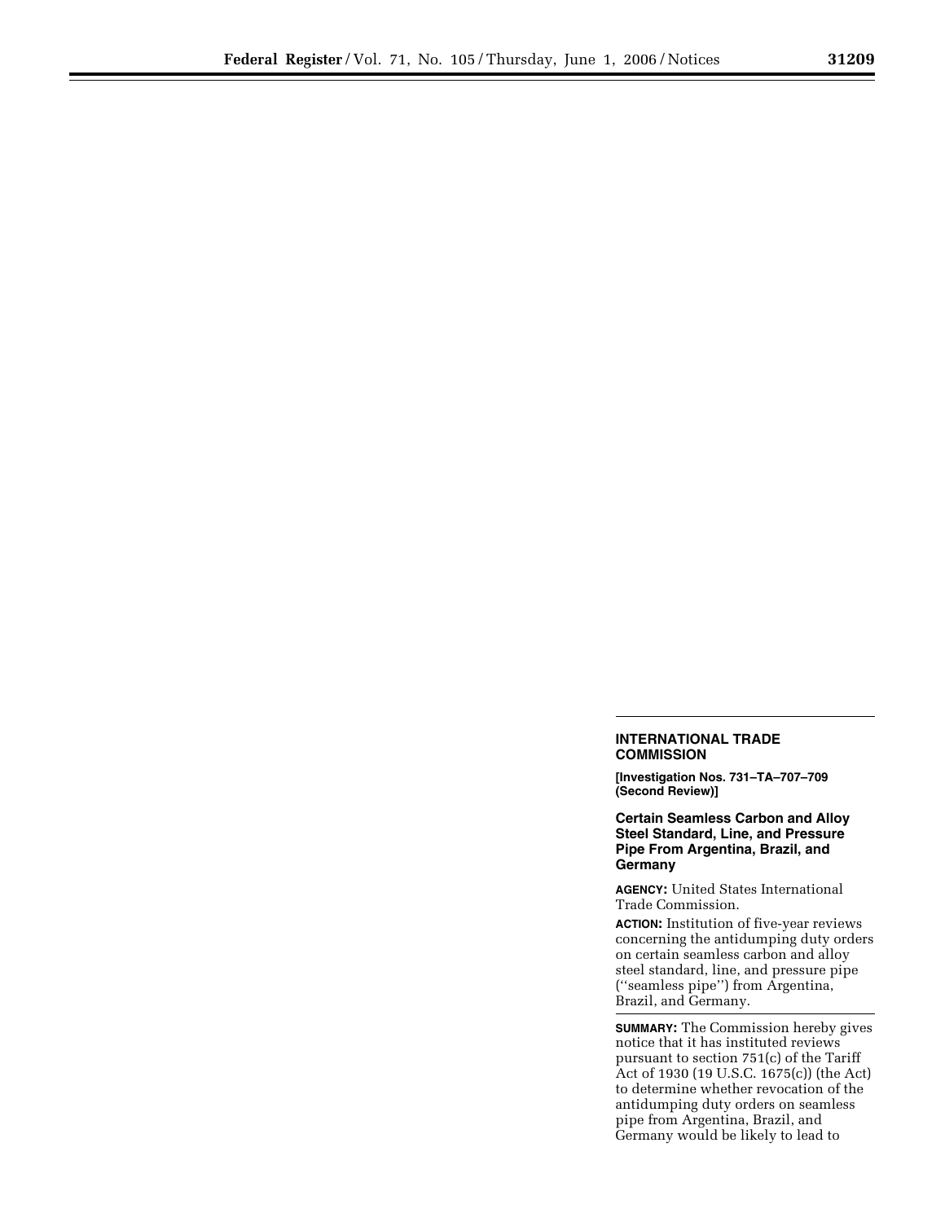## INTERNATIONAL TRADE COMMISSION

**[Investigation Nos. 731–TA–707–709 (Second Review)]**

### Certain Seamless Carbon and Alloy Steel Standard, Line, and Pressure Pipe From Argentina, Brazil, and Germany

**AGENCY:** United States International Trade Commission.

**ACTION:** Institution of five-year reviews concerning the antidumping duty orders on certain seamless carbon and alloy steel standard, line, and pressure pipe (''seamless pipe'') from Argentina, Brazil, and Germany.

**SUMMARY:** The Commission hereby gives notice that it has instituted reviews pursuant to section 751(c) of the Tariff Act of 1930 (19 U.S.C. 1675(c)) (the Act) to determine whether revocation of the antidumping duty orders on seamless pipe from Argentina, Brazil, and Germany would be likely to lead to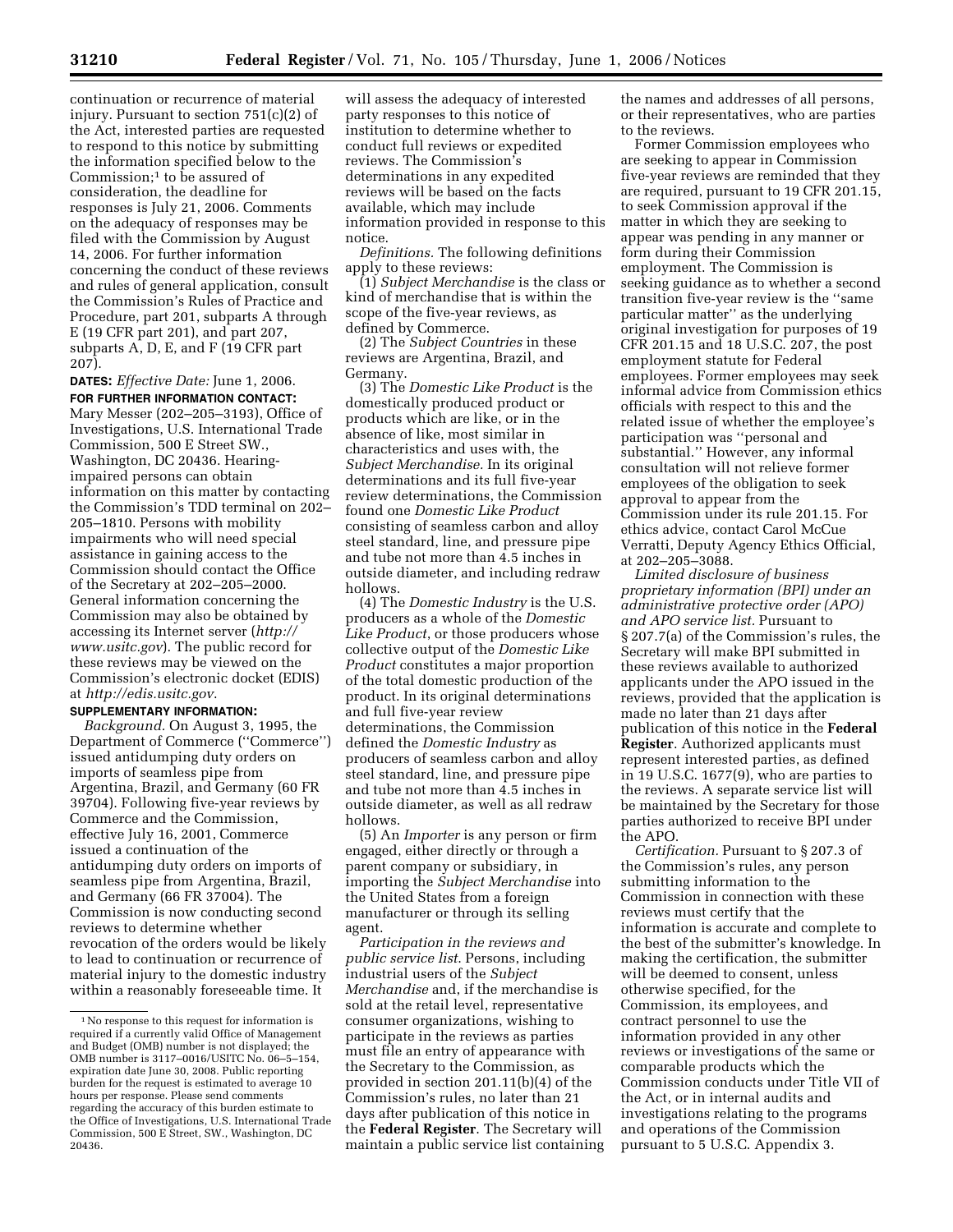continuation or recurrence of material injury. Pursuant to section 751(c)(2) of the Act, interested parties are requested to respond to this notice by submitting the information specified below to the Commission;[1] to be assured of consideration, the deadline for responses is July 21, 2006. Comments on the adequacy of responses may be filed with the Commission by August 14, 2006. For further information concerning the conduct of these reviews and rules of general application, consult the Commission's Rules of Practice and Procedure, part 201, subparts A through E (19 CFR part 201), and part 207, subparts A, D, E, and F (19 CFR part 207).

**DATES:** *Effective Date:* June 1, 2006.

**FOR FURTHER INFORMATION CONTACT:** Mary Messer (202–205–3193), Office of Investigations, U.S. International Trade Commission, 500 E Street SW., Washington, DC 20436. Hearing-impaired persons can obtain information on this matter by contacting the Commission's TDD terminal on 202–205–1810. Persons with mobility impairments who will need special assistance in gaining access to the Commission should contact the Office of the Secretary at 202–205–2000. General information concerning the Commission may also be obtained by accessing its Internet server (*http://www.usitc.gov*). The public record for these reviews may be viewed on the Commission's electronic docket (EDIS) at *http://edis.usitc.gov*.

**SUPPLEMENTARY INFORMATION:**

*Background.* On August 3, 1995, the Department of Commerce (''Commerce'') issued antidumping duty orders on imports of seamless pipe from Argentina, Brazil, and Germany (60 FR 39704). Following five-year reviews by Commerce and the Commission, effective July 16, 2001, Commerce issued a continuation of the antidumping duty orders on imports of seamless pipe from Argentina, Brazil, and Germany (66 FR 37004). The Commission is now conducting second reviews to determine whether revocation of the orders would be likely to lead to continuation or recurrence of material injury to the domestic industry within a reasonably foreseeable time. It will assess the adequacy of interested party responses to this notice of institution to determine whether to conduct full reviews or expedited reviews. The Commission's determinations in any expedited reviews will be based on the facts available, which may include information provided in response to this notice.

*Definitions.* The following definitions apply to these reviews:

(1) *Subject Merchandise* is the class or kind of merchandise that is within the scope of the five-year reviews, as defined by Commerce.

(2) The *Subject Countries* in these reviews are Argentina, Brazil, and Germany.

(3) The *Domestic Like Product* is the domestically produced product or products which are like, or in the absence of like, most similar in characteristics and uses with, the *Subject Merchandise*. In its original determinations and its full five-year review determinations, the Commission found one *Domestic Like Product* consisting of seamless carbon and alloy steel standard, line, and pressure pipe and tube not more than 4.5 inches in outside diameter, and including redraw hollows.

(4) The *Domestic Industry* is the U.S. producers as a whole of the *Domestic Like Product*, or those producers whose collective output of the *Domestic Like Product* constitutes a major proportion of the total domestic production of the product. In its original determinations and full five-year review determinations, the Commission defined the *Domestic Industry* as producers of seamless carbon and alloy steel standard, line, and pressure pipe and tube not more than 4.5 inches in outside diameter, as well as all redraw hollows.

(5) An *Importer* is any person or firm engaged, either directly or through a parent company or subsidiary, in importing the *Subject Merchandise* into the United States from a foreign manufacturer or through its selling agent.

*Participation in the reviews and public service list.* Persons, including industrial users of the *Subject Merchandise* and, if the merchandise is sold at the retail level, representative consumer organizations, wishing to participate in the reviews as parties must file an entry of appearance with the Secretary to the Commission, as provided in section 201.11(b)(4) of the Commission's rules, no later than 21 days after publication of this notice in the **Federal Register**. The Secretary will maintain a public service list containing the names and addresses of all persons, or their representatives, who are parties to the reviews.

Former Commission employees who are seeking to appear in Commission five-year reviews are reminded that they are required, pursuant to 19 CFR 201.15, to seek Commission approval if the matter in which they are seeking to appear was pending in any manner or form during their Commission employment. The Commission is seeking guidance as to whether a second transition five-year review is the ''same particular matter'' as the underlying original investigation for purposes of 19 CFR 201.15 and 18 U.S.C. 207, the post employment statute for Federal employees. Former employees may seek informal advice from Commission ethics officials with respect to this and the related issue of whether the employee's participation was ''personal and substantial.'' However, any informal consultation will not relieve former employees of the obligation to seek approval to appear from the Commission under its rule 201.15. For ethics advice, contact Carol McCue Verratti, Deputy Agency Ethics Official, at 202–205–3088.

*Limited disclosure of business proprietary information (BPI) under an administrative protective order (APO) and APO service list.* Pursuant to § 207.7(a) of the Commission's rules, the Secretary will make BPI submitted in these reviews available to authorized applicants under the APO issued in the reviews, provided that the application is made no later than 21 days after publication of this notice in the **Federal Register**. Authorized applicants must represent interested parties, as defined in 19 U.S.C. 1677(9), who are parties to the reviews. A separate service list will be maintained by the Secretary for those parties authorized to receive BPI under the APO.

*Certification.* Pursuant to § 207.3 of the Commission's rules, any person submitting information to the Commission in connection with these reviews must certify that the information is accurate and complete to the best of the submitter's knowledge. In making the certification, the submitter will be deemed to consent, unless otherwise specified, for the Commission, its employees, and contract personnel to use the information provided in any other reviews or investigations of the same or comparable products which the Commission conducts under Title VII of the Act, or in internal audits and investigations relating to the programs and operations of the Commission pursuant to 5 U.S.C. Appendix 3.

---

[1] No response to this request for information is required if a currently valid Office of Management and Budget (OMB) number is not displayed; the OMB number is 3117–0016/USITC No. 06–5–154, expiration date June 30, 2008. Public reporting burden for the request is estimated to average 10 hours per response. Please send comments regarding the accuracy of this burden estimate to the Office of Investigations, U.S. International Trade Commission, 500 E Street, SW., Washington, DC 20436.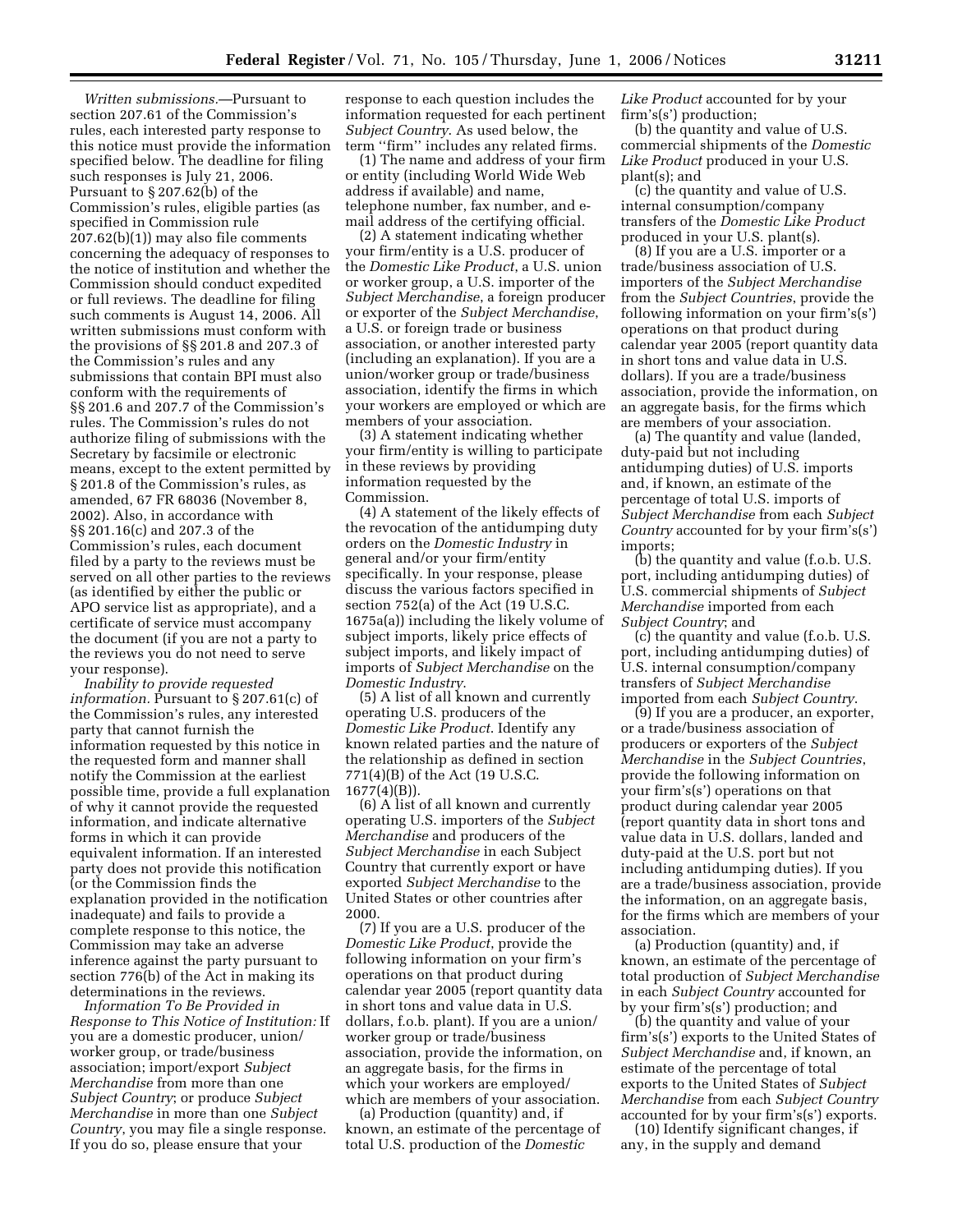*Written submissions.*—Pursuant to section 207.61 of the Commission's rules, each interested party response to this notice must provide the information specified below. The deadline for filing such responses is July 21, 2006. Pursuant to § 207.62(b) of the Commission's rules, eligible parties (as specified in Commission rule 207.62(b)(1)) may also file comments concerning the adequacy of responses to the notice of institution and whether the Commission should conduct expedited or full reviews. The deadline for filing such comments is August 14, 2006. All written submissions must conform with the provisions of §§ 201.8 and 207.3 of the Commission's rules and any submissions that contain BPI must also conform with the requirements of §§ 201.6 and 207.7 of the Commission's rules. The Commission's rules do not authorize filing of submissions with the Secretary by facsimile or electronic means, except to the extent permitted by § 201.8 of the Commission's rules, as amended, 67 FR 68036 (November 8, 2002). Also, in accordance with §§ 201.16(c) and 207.3 of the Commission's rules, each document filed by a party to the reviews must be served on all other parties to the reviews (as identified by either the public or APO service list as appropriate), and a certificate of service must accompany the document (if you are not a party to the reviews you do not need to serve your response).

*Inability to provide requested information.* Pursuant to § 207.61(c) of the Commission's rules, any interested party that cannot furnish the information requested by this notice in the requested form and manner shall notify the Commission at the earliest possible time, provide a full explanation of why it cannot provide the requested information, and indicate alternative forms in which it can provide equivalent information. If an interested party does not provide this notification (or the Commission finds the explanation provided in the notification inadequate) and fails to provide a complete response to this notice, the Commission may take an adverse inference against the party pursuant to section 776(b) of the Act in making its determinations in the reviews.

*Information To Be Provided in Response to This Notice of Institution:* If you are a domestic producer, union/worker group, or trade/business association; import/export *Subject Merchandise* from more than one *Subject Country*; or produce *Subject Merchandise* in more than one *Subject Country*, you may file a single response. If you do so, please ensure that your response to each question includes the information requested for each pertinent *Subject Country*. As used below, the term ''firm'' includes any related firms.

(1) The name and address of your firm or entity (including World Wide Web address if available) and name, telephone number, fax number, and e-mail address of the certifying official.

(2) A statement indicating whether your firm/entity is a U.S. producer of the *Domestic Like Product*, a U.S. union or worker group, a U.S. importer of the *Subject Merchandise*, a foreign producer or exporter of the *Subject Merchandise*, a U.S. or foreign trade or business association, or another interested party (including an explanation). If you are a union/worker group or trade/business association, identify the firms in which your workers are employed or which are members of your association.

(3) A statement indicating whether your firm/entity is willing to participate in these reviews by providing information requested by the Commission.

(4) A statement of the likely effects of the revocation of the antidumping duty orders on the *Domestic Industry* in general and/or your firm/entity specifically. In your response, please discuss the various factors specified in section 752(a) of the Act (19 U.S.C. 1675a(a)) including the likely volume of subject imports, likely price effects of subject imports, and likely impact of imports of *Subject Merchandise* on the *Domestic Industry*.

(5) A list of all known and currently operating U.S. producers of the *Domestic Like Product*. Identify any known related parties and the nature of the relationship as defined in section 771(4)(B) of the Act (19 U.S.C. 1677(4)(B)).

(6) A list of all known and currently operating U.S. importers of the *Subject Merchandise* and producers of the *Subject Merchandise* in each Subject Country that currently export or have exported *Subject Merchandise* to the United States or other countries after 2000.

(7) If you are a U.S. producer of the *Domestic Like Product*, provide the following information on your firm's operations on that product during calendar year 2005 (report quantity data in short tons and value data in U.S. dollars, f.o.b. plant). If you are a union/worker group or trade/business association, provide the information, on an aggregate basis, for the firms in which your workers are employed/which are members of your association.

(a) Production (quantity) and, if known, an estimate of the percentage of total U.S. production of the *Domestic Like Product* accounted for by your firm's(s') production;

(b) the quantity and value of U.S. commercial shipments of the *Domestic Like Product* produced in your U.S. plant(s); and

(c) the quantity and value of U.S. internal consumption/company transfers of the *Domestic Like Product* produced in your U.S. plant(s).

(8) If you are a U.S. importer or a trade/business association of U.S. importers of the *Subject Merchandise* from the *Subject Countries*, provide the following information on your firm's(s') operations on that product during calendar year 2005 (report quantity data in short tons and value data in U.S. dollars). If you are a trade/business association, provide the information, on an aggregate basis, for the firms which are members of your association.

(a) The quantity and value (landed, duty-paid but not including antidumping duties) of U.S. imports and, if known, an estimate of the percentage of total U.S. imports of *Subject Merchandise* from each *Subject Country* accounted for by your firm's(s') imports;

(b) the quantity and value (f.o.b. U.S. port, including antidumping duties) of U.S. commercial shipments of *Subject Merchandise* imported from each *Subject Country*; and

(c) the quantity and value (f.o.b. U.S. port, including antidumping duties) of U.S. internal consumption/company transfers of *Subject Merchandise* imported from each *Subject Country*.

(9) If you are a producer, an exporter, or a trade/business association of producers or exporters of the *Subject Merchandise* in the *Subject Countries*, provide the following information on your firm's(s') operations on that product during calendar year 2005 (report quantity data in short tons and value data in U.S. dollars, landed and duty-paid at the U.S. port but not including antidumping duties). If you are a trade/business association, provide the information, on an aggregate basis, for the firms which are members of your association.

(a) Production (quantity) and, if known, an estimate of the percentage of total production of *Subject Merchandise* in each *Subject Country* accounted for by your firm's(s') production; and

(b) the quantity and value of your firm's(s') exports to the United States of *Subject Merchandise* and, if known, an estimate of the percentage of total exports to the United States of *Subject Merchandise* from each *Subject Country* accounted for by your firm's(s') exports.

(10) Identify significant changes, if any, in the supply and demand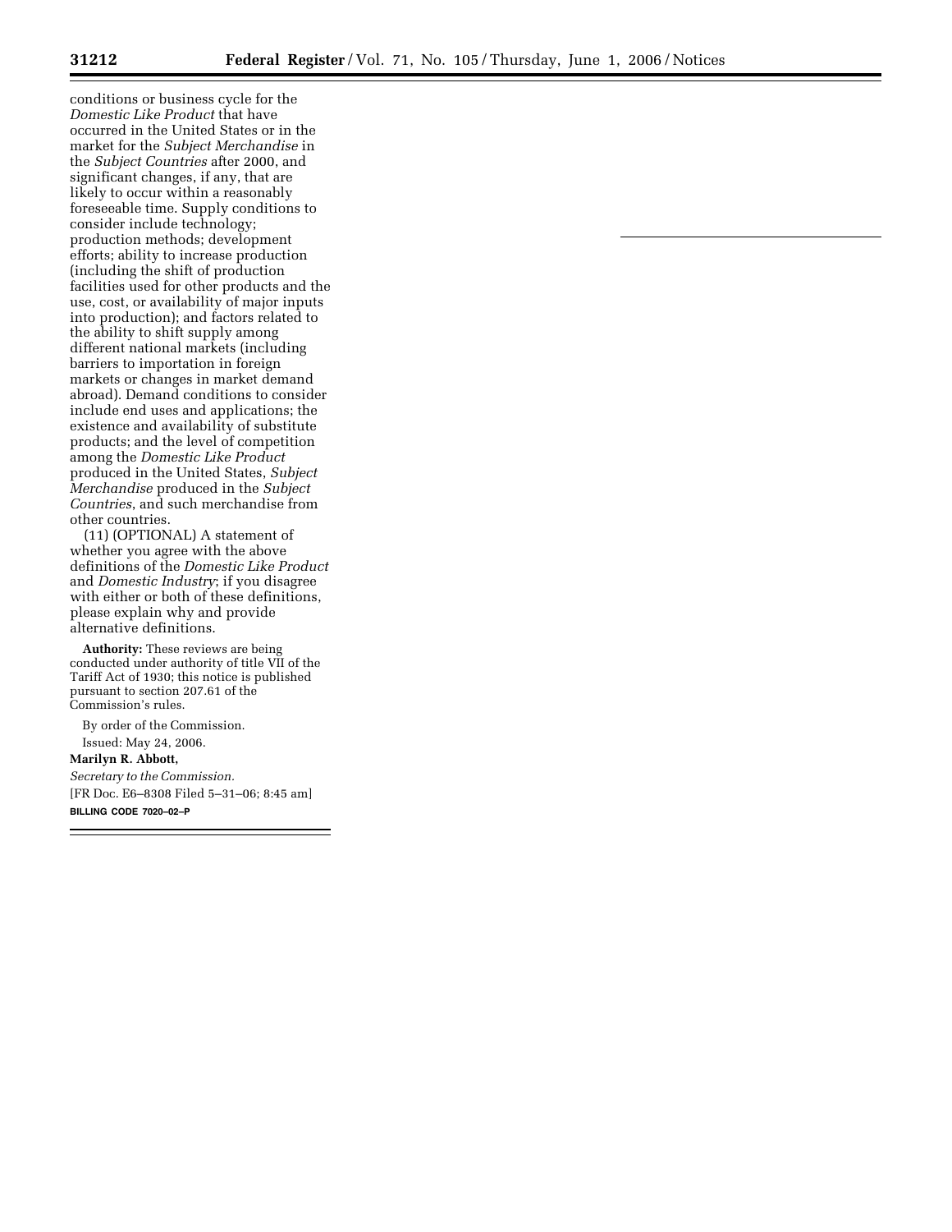conditions or business cycle for the *Domestic Like Product* that have occurred in the United States or in the market for the *Subject Merchandise* in the *Subject Countries* after 2000, and significant changes, if any, that are likely to occur within a reasonably foreseeable time. Supply conditions to consider include technology; production methods; development efforts; ability to increase production (including the shift of production facilities used for other products and the use, cost, or availability of major inputs into production); and factors related to the ability to shift supply among different national markets (including barriers to importation in foreign markets or changes in market demand abroad). Demand conditions to consider include end uses and applications; the existence and availability of substitute products; and the level of competition among the *Domestic Like Product* produced in the United States, *Subject Merchandise* produced in the *Subject Countries*, and such merchandise from other countries.

(11) (OPTIONAL) A statement of whether you agree with the above definitions of the *Domestic Like Product* and *Domestic Industry*; if you disagree with either or both of these definitions, please explain why and provide alternative definitions.

**Authority:** These reviews are being conducted under authority of title VII of the Tariff Act of 1930; this notice is published pursuant to section 207.61 of the Commission's rules.

By order of the Commission.

Issued: May 24, 2006.

**Marilyn R. Abbott,**

*Secretary to the Commission.*

[FR Doc. E6–8308 Filed 5–31–06; 8:45 am]

**BILLING CODE 7020–02–P**